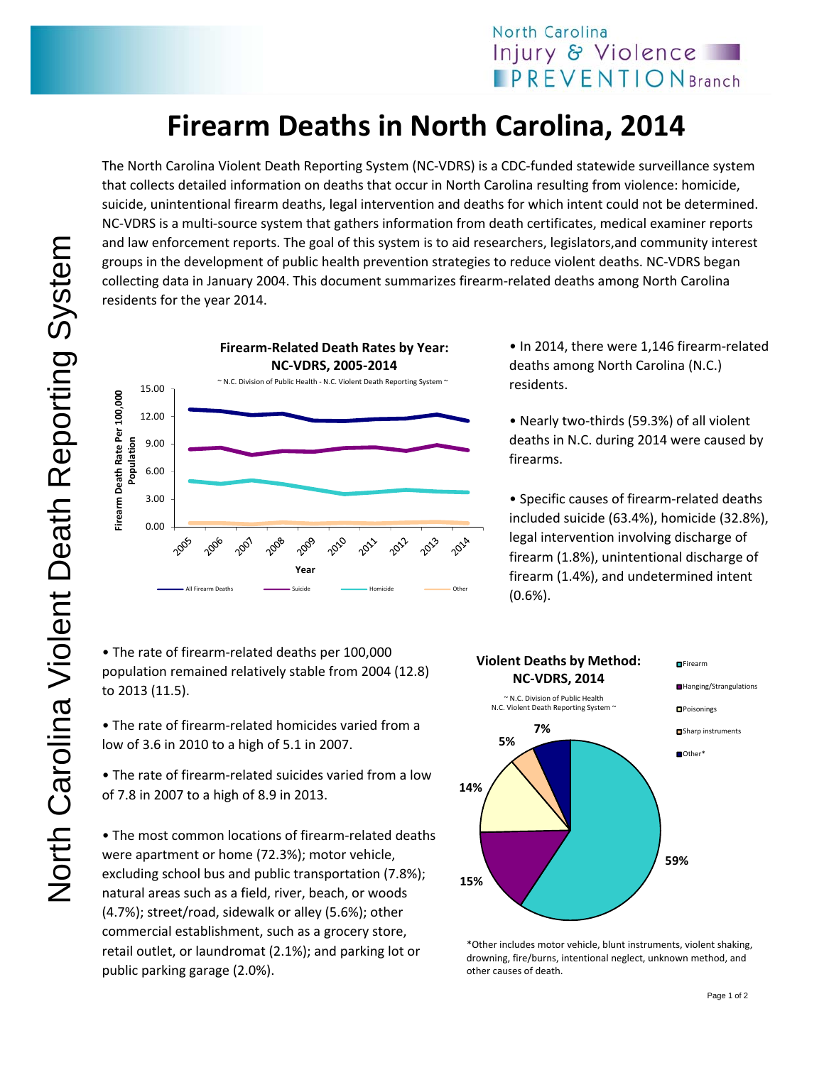# Firearm Deaths in North Carolina, 2014

The North Carolina Violent Death Reporting System (NC-VDRS) is a CDC-funded statewide surveillance system that collects detailed information on deaths that occur in North Carolina resulting from violence: homicide, suicide, unintentional firearm deaths, legal intervention and deaths for which intent could not be determined. NC-VDRS is a multi-source system that gathers information from death certificates, medical examiner reports and law enforcement reports. The goal of this system is to aid researchers, legislators,and community interest groups in the development of public health prevention strategies to reduce violent deaths. NC-VDRS began collecting data in January 2004. This document summarizes firearm-related deaths among North Carolina residents for the year 2014.

**Firearm-Related Death Rates by Year: NC-VDRS, 2005-2014**

~ N.C. Division of Public Health - N.C. Violent Death Reporting System ~

Firearm Death Rate Per 100,000 Population

15.00
12.00
9.00
6.00
3.00
0.00

2005 2006 2007 2008 2009 2010 2011 2012 2013 2014

Year

All Firearm Deaths — Suicide — Homicide — Other

- In 2014, there were 1,146 firearm-related deaths among North Carolina (N.C.) residents.
- Nearly two-thirds (59.3%) of all violent deaths in N.C. during 2014 were caused by firearms.
- Specific causes of firearm-related deaths included suicide (63.4%), homicide (32.8%), legal intervention involving discharge of firearm (1.8%), unintentional discharge of firearm (1.4%), and undetermined intent (0.6%).
- The rate of firearm-related deaths per 100,000 population remained relatively stable from 2004 (12.8) to 2013 (11.5).
- The rate of firearm-related homicides varied from a low of 3.6 in 2010 to a high of 5.1 in 2007.
- The rate of firearm-related suicides varied from a low of 7.8 in 2007 to a high of 8.9 in 2013.
- The most common locations of firearm-related deaths were apartment or home (72.3%); motor vehicle, excluding school bus and public transportation (7.8%); natural areas such as a field, river, beach, or woods (4.7%); street/road, sidewalk or alley (5.6%); other commercial establishment, such as a grocery store, retail outlet, or laundromat (2.1%); and parking lot or public parking garage (2.0%).

**Violent Deaths by Method: NC-VDRS, 2014**

~ N.C. Division of Public Health N.C. Violent Death Reporting System ~

Firearm
Hanging/Strangulations
Poisonings
Sharp instruments
Other*

59%
15%
14%
5%
7%

*Other includes motor vehicle, blunt instruments, violent shaking, drowning, fire/burns, intentional neglect, unknown method, and other causes of death.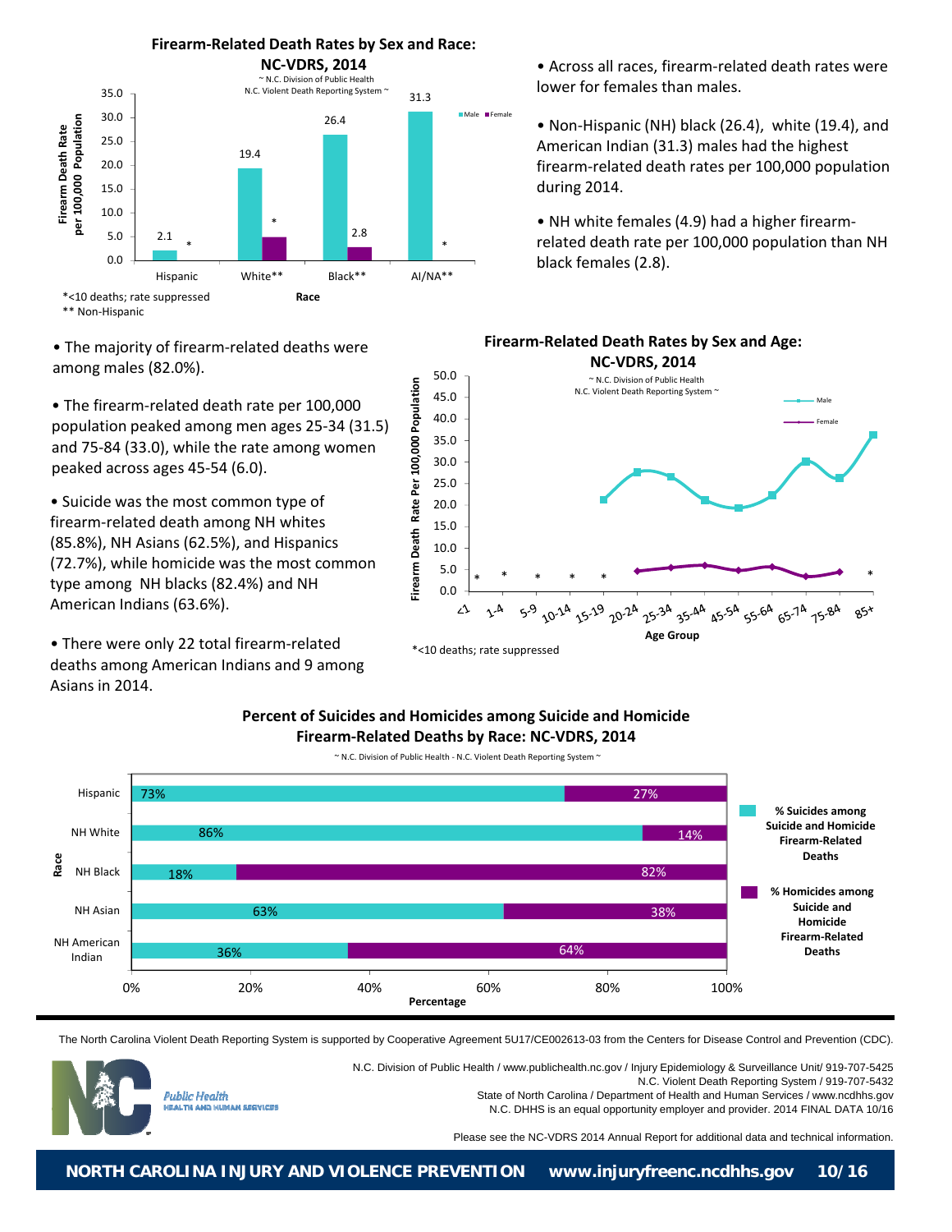### Firearm-Related Death Rates by Sex and Race: NC-VDRS, 2014

~ N.C. Division of Public Health
N.C. Violent Death Reporting System ~

Male Female

Firearm Death Rate per 100,000 Population

35.0
30.0
25.0
20.0
15.0
10.0
5.0
0.0

2.1 *
19.4 *
26.4 2.8
31.3 *

Hispanic
White**
Black**
AI/NA**

Race

*<10 deaths; rate suppressed
** Non-Hispanic

- Across all races, firearm-related death rates were lower for females than males.
- Non-Hispanic (NH) black (26.4), white (19.4), and American Indian (31.3) males had the highest firearm-related death rates per 100,000 population during 2014.
- NH white females (4.9) had a higher firearm-related death rate per 100,000 population than NH black females (2.8).

- The majority of firearm-related deaths were among males (82.0%).
- The firearm-related death rate per 100,000 population peaked among men ages 25-34 (31.5) and 75-84 (33.0), while the rate among women peaked across ages 45-54 (6.0).
- Suicide was the most common type of firearm-related death among NH whites (85.8%), NH Asians (62.5%), and Hispanics (72.7%), while homicide was the most common type among NH blacks (82.4%) and NH American Indians (63.6%).
- There were only 22 total firearm-related deaths among American Indians and 9 among Asians in 2014.

### Firearm-Related Death Rates by Sex and Age: NC-VDRS, 2014

~ N.C. Division of Public Health
N.C. Violent Death Reporting System ~

Male
Female

Firearm Death Rate Per 100,000 Population

50.0
45.0
40.0
35.0
30.0
25.0
20.0
15.0
10.0
5.0
0.0

<1 1-4 5-9 10-14 15-19 20-24 25-34 35-44 45-54 55-64 65-74 75-84 85+

Age Group

*<10 deaths; rate suppressed

### Percent of Suicides and Homicides among Suicide and Homicide Firearm-Related Deaths by Race: NC-VDRS, 2014

~ N.C. Division of Public Health - N.C. Violent Death Reporting System ~

Race

Hispanic 73% 27%
NH White 86% 14%
NH Black 18% 82%
NH Asian 63% 38%
NH American Indian 36% 64%

0% 20% 40% 60% 80% 100%

Percentage

% Suicides among Suicide and Homicide Firearm-Related Deaths

% Homicides among Suicide and Homicide Firearm-Related Deaths

The North Carolina Violent Death Reporting System is supported by Cooperative Agreement 5U17/CE002613-03 from the Centers for Disease Control and Prevention (CDC).

Public Health
HEALTH AND HUMAN SERVICES

N.C. Division of Public Health / www.publichealth.nc.gov / Injury Epidemiology & Surveillance Unit/ 919-707-5425
N.C. Violent Death Reporting System / 919-707-5432
State of North Carolina / Department of Health and Human Services / www.ncdhhs.gov
N.C. DHHS is an equal opportunity employer and provider. 2014 FINAL DATA 10/16

Please see the NC-VDRS 2014 Annual Report for additional data and technical information.

**NORTH CAROLINA INJURY AND VIOLENCE PREVENTION www.injuryfreenc.ncdhhs.gov 10/16**